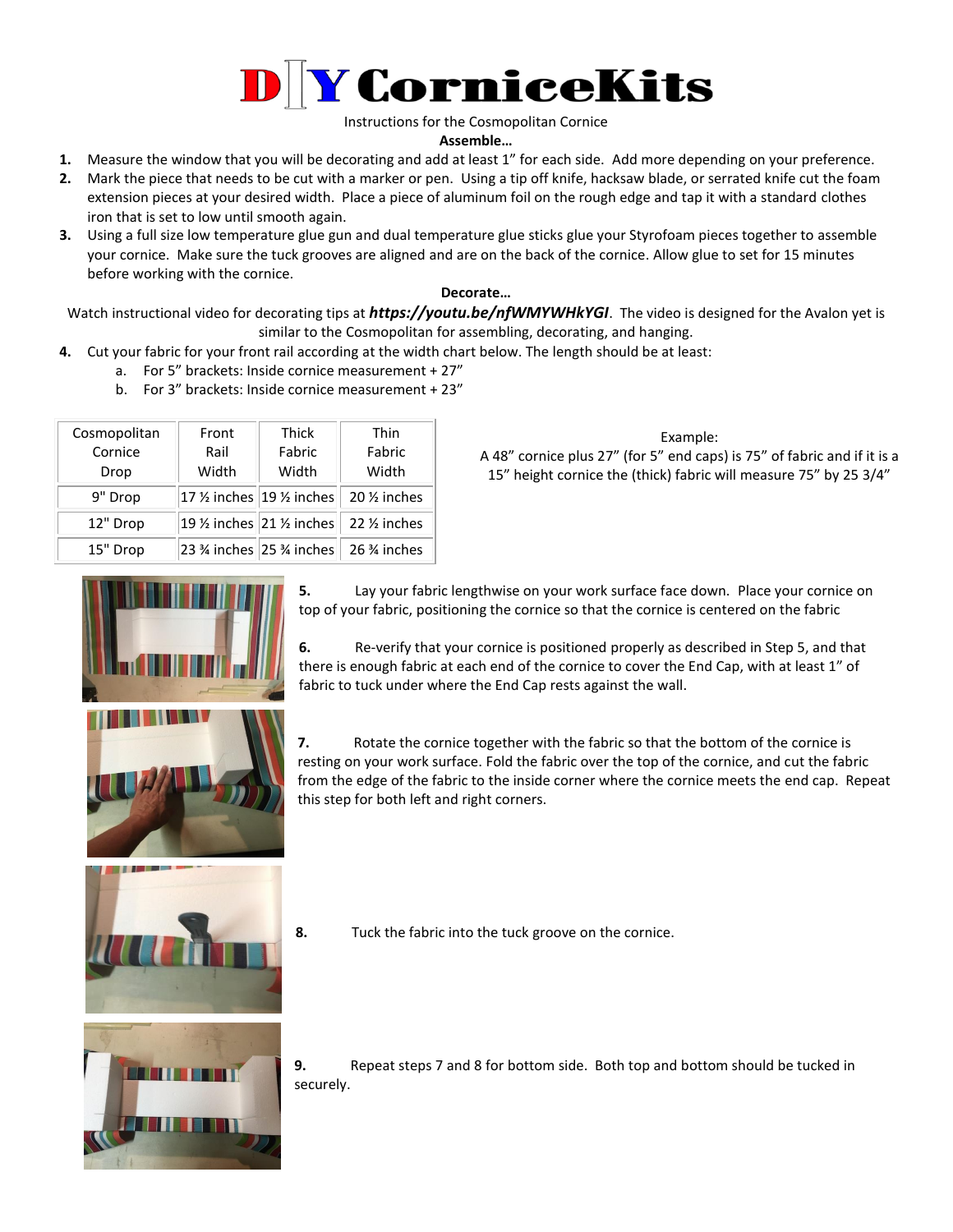# DIY CorniceKits

Instructions for the Cosmopolitan Cornice

**Assemble…**

1. Measure the window that you will be decorating and add at least 1" for each side. Add more depending on your preference.
2. Mark the piece that needs to be cut with a marker or pen. Using a tip off knife, hacksaw blade, or serrated knife cut the foam extension pieces at your desired width. Place a piece of aluminum foil on the rough edge and tap it with a standard clothes iron that is set to low until smooth again.
3. Using a full size low temperature glue gun and dual temperature glue sticks glue your Styrofoam pieces together to assemble your cornice. Make sure the tuck grooves are aligned and are on the back of the cornice. Allow glue to set for 15 minutes before working with the cornice.

**Decorate…**

Watch instructional video for decorating tips at ***https://youtu.be/nfWMYWHkYGI***. The video is designed for the Avalon yet is similar to the Cosmopolitan for assembling, decorating, and hanging.

4. Cut your fabric for your front rail according at the width chart below. The length should be at least:
   a. For 5" brackets: Inside cornice measurement + 27"
   b. For 3" brackets: Inside cornice measurement + 23"

| Cosmopolitan Cornice Drop | Front Rail Width | Thick Fabric Width | Thin Fabric Width |
|---|---|---|---|
| 9" Drop | 17 ½ inches | 19 ½ inches | 20 ½ inches |
| 12" Drop | 19 ½ inches | 21 ½ inches | 22 ½ inches |
| 15" Drop | 23 ¾ inches | 25 ¾ inches | 26 ¾ inches |

Example:
A 48" cornice plus 27" (for 5" end caps) is 75" of fabric and if it is a 15" height cornice the (thick) fabric will measure 75" by 25 3/4"

5. Lay your fabric lengthwise on your work surface face down. Place your cornice on top of your fabric, positioning the cornice so that the cornice is centered on the fabric

6. Re-verify that your cornice is positioned properly as described in Step 5, and that there is enough fabric at each end of the cornice to cover the End Cap, with at least 1" of fabric to tuck under where the End Cap rests against the wall.

7. Rotate the cornice together with the fabric so that the bottom of the cornice is resting on your work surface. Fold the fabric over the top of the cornice, and cut the fabric from the edge of the fabric to the inside corner where the cornice meets the end cap. Repeat this step for both left and right corners.

8. Tuck the fabric into the tuck groove on the cornice.

9. Repeat steps 7 and 8 for bottom side. Both top and bottom should be tucked in securely.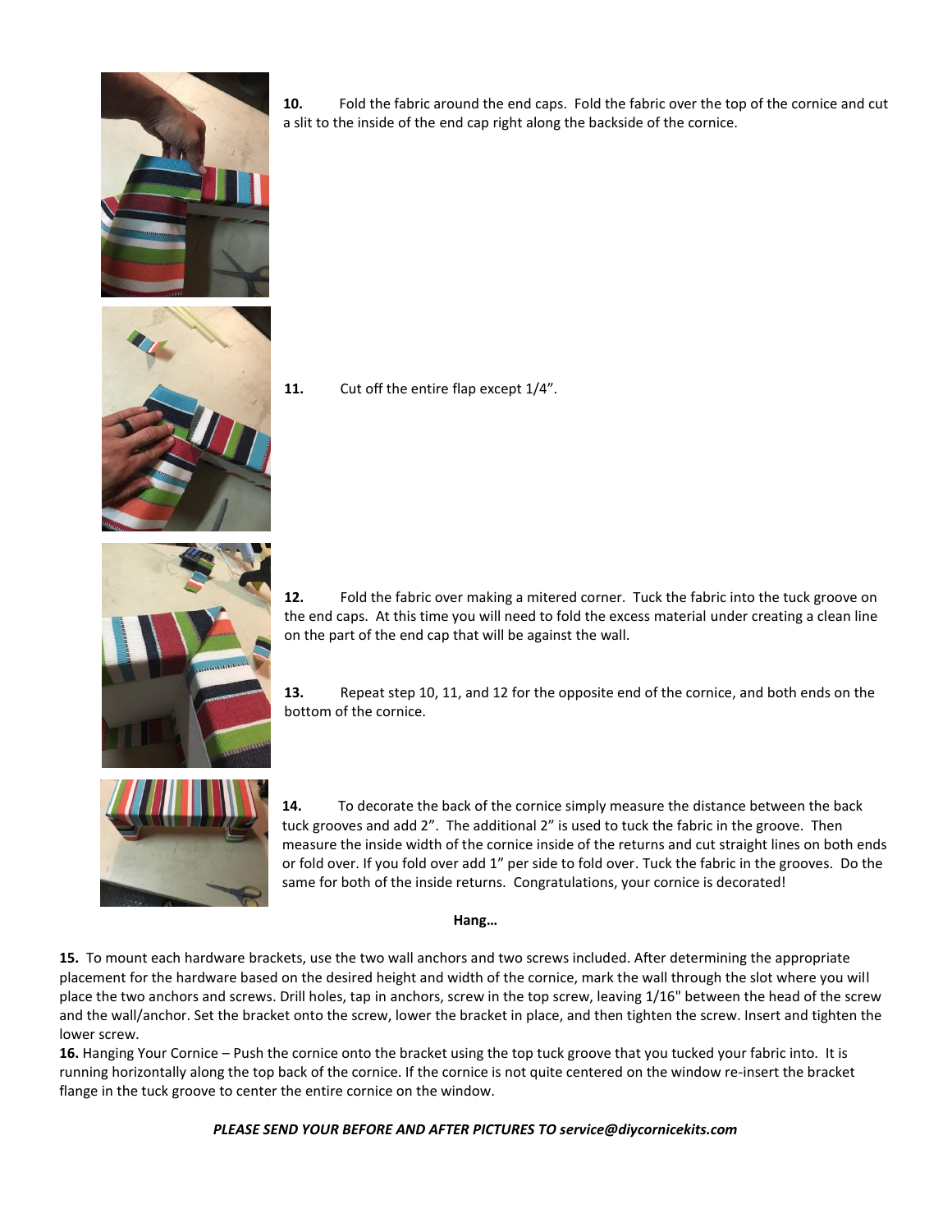**10.** Fold the fabric around the end caps. Fold the fabric over the top of the cornice and cut a slit to the inside of the end cap right along the backside of the cornice.

**11.** Cut off the entire flap except 1/4".

**12.** Fold the fabric over making a mitered corner. Tuck the fabric into the tuck groove on the end caps. At this time you will need to fold the excess material under creating a clean line on the part of the end cap that will be against the wall.

**13.** Repeat step 10, 11, and 12 for the opposite end of the cornice, and both ends on the bottom of the cornice.

**14.** To decorate the back of the cornice simply measure the distance between the back tuck grooves and add 2". The additional 2" is used to tuck the fabric in the groove. Then measure the inside width of the cornice inside of the returns and cut straight lines on both ends or fold over. If you fold over add 1" per side to fold over. Tuck the fabric in the grooves. Do the same for both of the inside returns. Congratulations, your cornice is decorated!

**Hang…**

**15.** To mount each hardware brackets, use the two wall anchors and two screws included. After determining the appropriate placement for the hardware based on the desired height and width of the cornice, mark the wall through the slot where you will place the two anchors and screws. Drill holes, tap in anchors, screw in the top screw, leaving 1/16" between the head of the screw and the wall/anchor. Set the bracket onto the screw, lower the bracket in place, and then tighten the screw. Insert and tighten the lower screw.

**16.** Hanging Your Cornice – Push the cornice onto the bracket using the top tuck groove that you tucked your fabric into. It is running horizontally along the top back of the cornice. If the cornice is not quite centered on the window re-insert the bracket flange in the tuck groove to center the entire cornice on the window.

***PLEASE SEND YOUR BEFORE AND AFTER PICTURES TO service@diycornicekits.com***